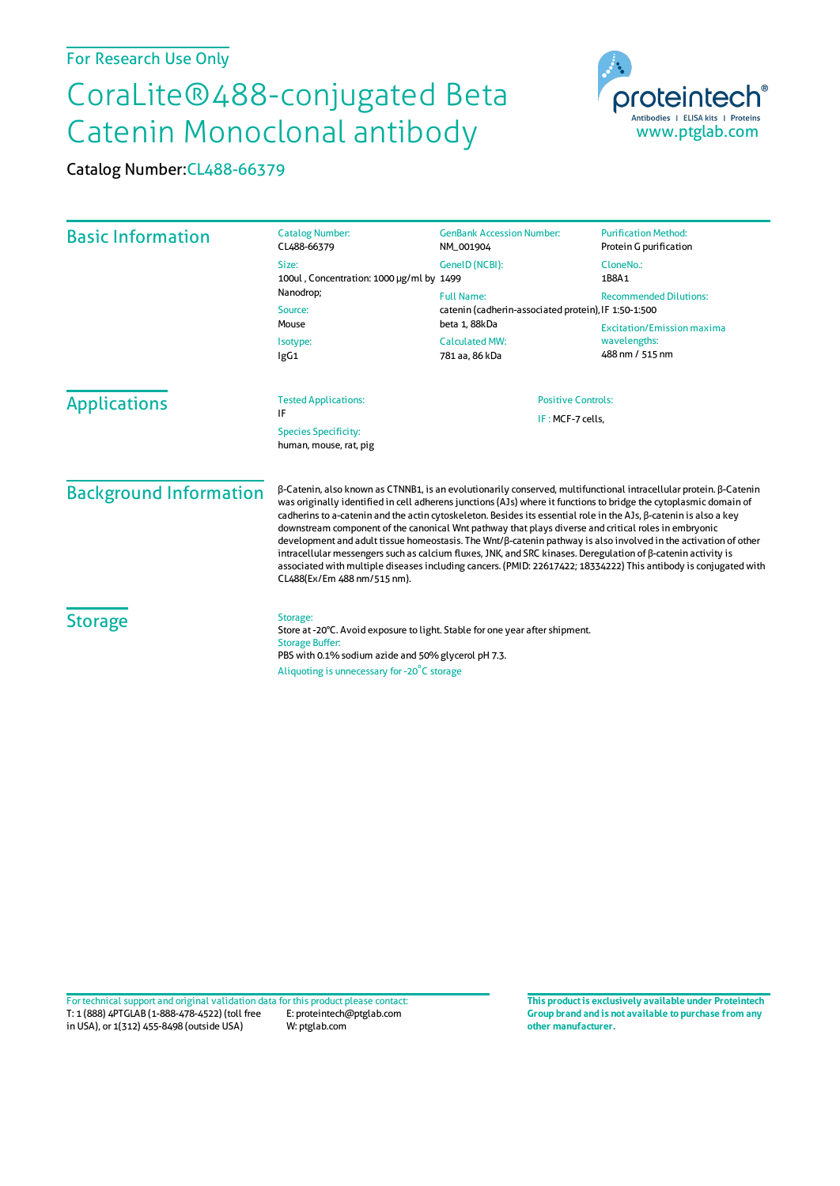For Research Use Only

# CoraLite®488-conjugated Beta Catenin Monoclonal antibody

Catalog Number:CL488-66379

proteintech® Antibodies | ELISA kits | Proteins www.ptglab.com

## Basic Information

Catalog Number:
CL488-66379

Size:
100ul , Concentration: 1000 μg/ml by Nanodrop;

Source:
Mouse

Isotype:
IgG1

GenBank Accession Number:
NM_001904

GeneID (NCBI):
1499

Full Name:
catenin (cadherin-associated protein), beta 1, 88kDa

Calculated MW:
781 aa, 86 kDa

Purification Method:
Protein G purification

CloneNo.:
1B8A1

Recommended Dilutions:
IF 1:50-1:500

Excitation/Emission maxima wavelengths:
488 nm / 515 nm

## Applications

Tested Applications:
IF

Species Specificity:
human, mouse, rat, pig

Positive Controls:
IF : MCF-7 cells,

## Background Information

β-Catenin, also known as CTNNB1, is an evolutionarily conserved, multifunctional intracellular protein. β-Catenin was originally identified in cell adherens junctions (AJs) where it functions to bridge the cytoplasmic domain of cadherins to a-catenin and the actin cytoskeleton. Besides its essential role in the AJs, β-catenin is also a key downstream component of the canonical Wnt pathway that plays diverse and critical roles in embryonic development and adult tissue homeostasis. The Wnt/β-catenin pathway is also involved in the activation of other intracellular messengers such as calcium fluxes, JNK, and SRC kinases. Deregulation of β-catenin activity is associated with multiple diseases including cancers. (PMID: 22617422; 18334222) This antibody is conjugated with CL488(Ex/Em 488 nm/515 nm).

## Storage

Storage:
Store at -20℃. Avoid exposure to light. Stable for one year after shipment.

Storage Buffer:
PBS with 0.1% sodium azide and 50% glycerol pH 7.3.

Aliquoting is unnecessary for -20°C storage

For technical support and original validation data for this product please contact:
T: 1 (888) 4PTGLAB (1-888-478-4522) (toll free in USA), or 1(312) 455-8498 (outside USA)
E: proteintech@ptglab.com
W: ptglab.com

**This product is exclusively available under Proteintech Group brand and is not available to purchase from any other manufacturer.**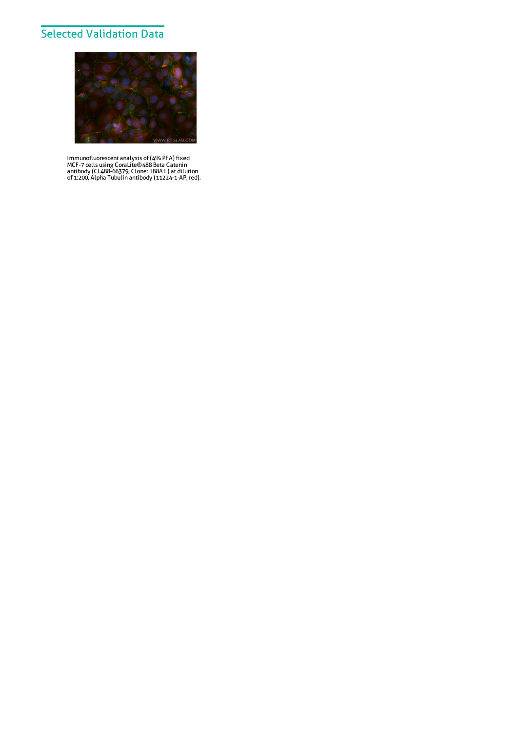## Selected Validation Data

Immunofluorescent analysis of (4% PFA) fixed MCF-7 cells using CoraLite®488 Beta Catenin antibody (CL488-66379, Clone: 1B8A1 ) at dilution of 1:200, Alpha Tubulin antibody (11224-1-AP, red).